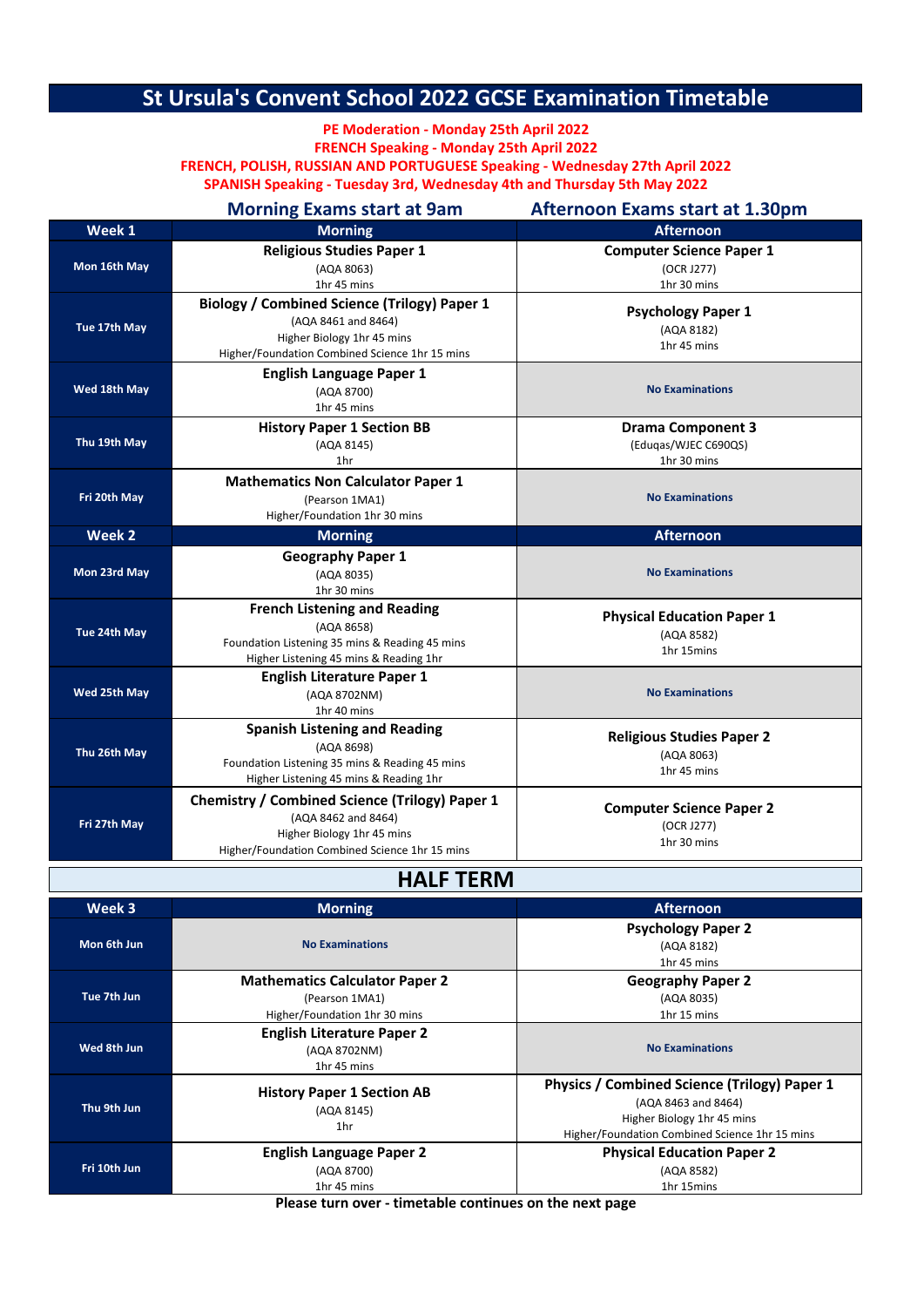# St Ursula's Convent School 2022 GCSE Examination Timetable

**PE Moderation - Monday 25th April 2022**
**FRENCH Speaking - Monday 25th April 2022**
**FRENCH, POLISH, RUSSIAN AND PORTUGUESE Speaking - Wednesday 27th April 2022**
**SPANISH Speaking - Tuesday 3rd, Wednesday 4th and Thursday 5th May 2022**

**Morning Exams start at 9am** | **Afternoon Exams start at 1.30pm**

| Week 1 | Morning | Afternoon |
|---|---|---|
| Mon 16th May | **Religious Studies Paper 1**<br>(AQA 8063)<br>1hr 45 mins | **Computer Science Paper 1**<br>(OCR J277)<br>1hr 30 mins |
| Tue 17th May | **Biology / Combined Science (Trilogy) Paper 1**<br>(AQA 8461 and 8464)<br>Higher Biology 1hr 45 mins<br>Higher/Foundation Combined Science 1hr 15 mins | **Psychology Paper 1**<br>(AQA 8182)<br>1hr 45 mins |
| Wed 18th May | **English Language Paper 1**<br>(AQA 8700)<br>1hr 45 mins | No Examinations |
| Thu 19th May | **History Paper 1 Section BB**<br>(AQA 8145)<br>1hr | **Drama Component 3**<br>(Eduqas/WJEC C690QS)<br>1hr 30 mins |
| Fri 20th May | **Mathematics Non Calculator Paper 1**<br>(Pearson 1MA1)<br>Higher/Foundation 1hr 30 mins | No Examinations |
| **Week 2** | **Morning** | **Afternoon** |
| Mon 23rd May | **Geography Paper 1**<br>(AQA 8035)<br>1hr 30 mins | No Examinations |
| Tue 24th May | **French Listening and Reading**<br>(AQA 8658)<br>Foundation Listening 35 mins & Reading 45 mins<br>Higher Listening 45 mins & Reading 1hr | **Physical Education Paper 1**<br>(AQA 8582)<br>1hr 15mins |
| Wed 25th May | **English Literature Paper 1**<br>(AQA 8702NM)<br>1hr 40 mins | No Examinations |
| Thu 26th May | **Spanish Listening and Reading**<br>(AQA 8698)<br>Foundation Listening 35 mins & Reading 45 mins<br>Higher Listening 45 mins & Reading 1hr | **Religious Studies Paper 2**<br>(AQA 8063)<br>1hr 45 mins |
| Fri 27th May | **Chemistry / Combined Science (Trilogy) Paper 1**<br>(AQA 8462 and 8464)<br>Higher Biology 1hr 45 mins<br>Higher/Foundation Combined Science 1hr 15 mins | **Computer Science Paper 2**<br>(OCR J277)<br>1hr 30 mins |

## HALF TERM

| Week 3 | Morning | Afternoon |
|---|---|---|
| Mon 6th Jun | No Examinations | **Psychology Paper 2**<br>(AQA 8182)<br>1hr 45 mins |
| Tue 7th Jun | **Mathematics Calculator Paper 2**<br>(Pearson 1MA1)<br>Higher/Foundation 1hr 30 mins | **Geography Paper 2**<br>(AQA 8035)<br>1hr 15 mins |
| Wed 8th Jun | **English Literature Paper 2**<br>(AQA 8702NM)<br>1hr 45 mins | No Examinations |
| Thu 9th Jun | **History Paper 1 Section AB**<br>(AQA 8145)<br>1hr | **Physics / Combined Science (Trilogy) Paper 1**<br>(AQA 8463 and 8464)<br>Higher Biology 1hr 45 mins<br>Higher/Foundation Combined Science 1hr 15 mins |
| Fri 10th Jun | **English Language Paper 2**<br>(AQA 8700)<br>1hr 45 mins | **Physical Education Paper 2**<br>(AQA 8582)<br>1hr 15mins |

**Please turn over - timetable continues on the next page**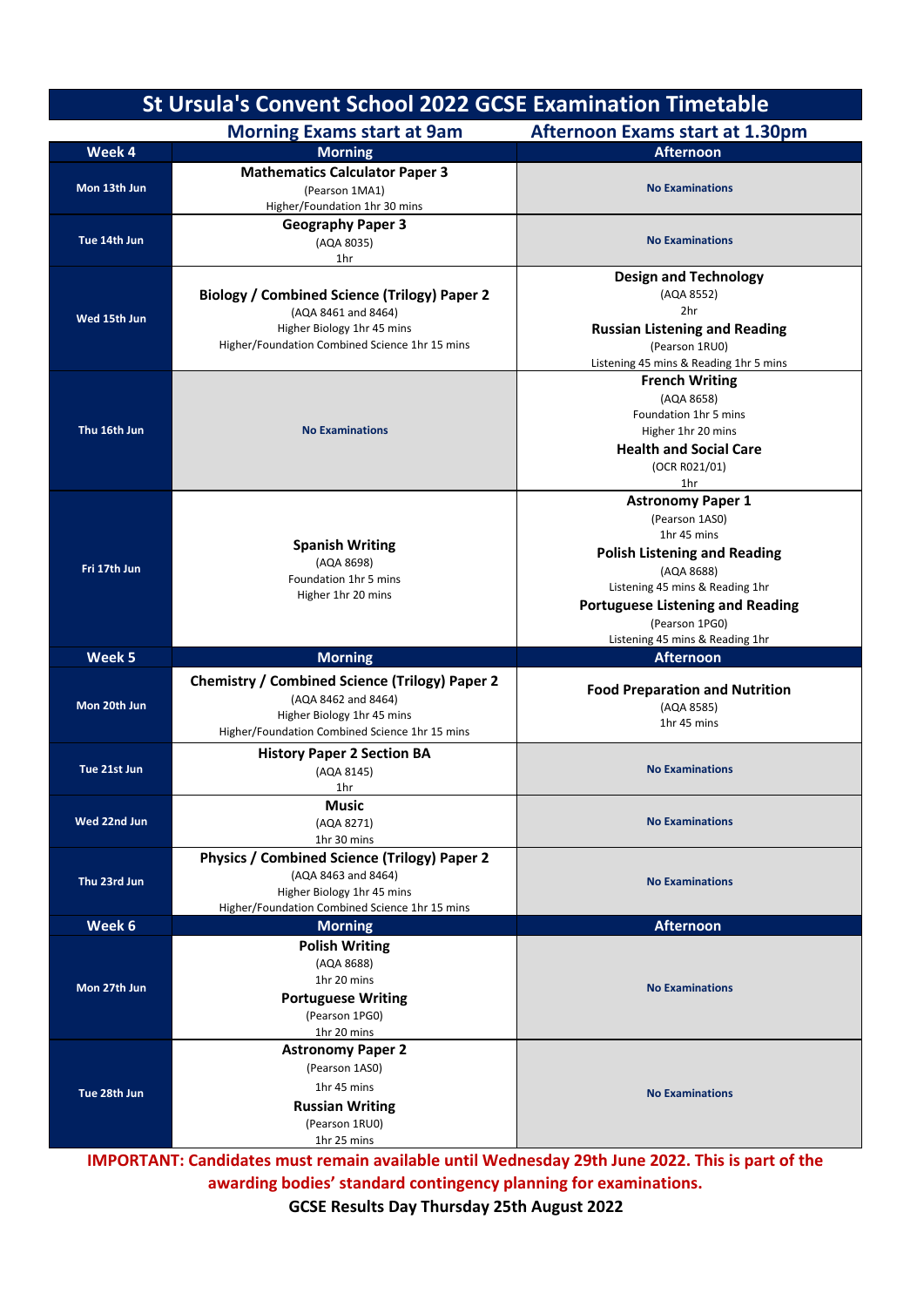# St Ursula's Convent School 2022 GCSE Examination Timetable

| | Morning Exams start at 9am | Afternoon Exams start at 1.30pm |
|---|---|---|
| **Week 4** | **Morning** | **Afternoon** |
| Mon 13th Jun | **Mathematics Calculator Paper 3** (Pearson 1MA1) Higher/Foundation 1hr 30 mins | No Examinations |
| Tue 14th Jun | **Geography Paper 3** (AQA 8035) 1hr | No Examinations |
| Wed 15th Jun | **Biology / Combined Science (Trilogy) Paper 2** (AQA 8461 and 8464) Higher Biology 1hr 45 mins Higher/Foundation Combined Science 1hr 15 mins | **Design and Technology** (AQA 8552) 2hr **Russian Listening and Reading** (Pearson 1RU0) Listening 45 mins & Reading 1hr 5 mins |
| Thu 16th Jun | No Examinations | **French Writing** (AQA 8658) Foundation 1hr 5 mins Higher 1hr 20 mins **Health and Social Care** (OCR R021/01) 1hr |
| Fri 17th Jun | **Spanish Writing** (AQA 8698) Foundation 1hr 5 mins Higher 1hr 20 mins | **Astronomy Paper 1** (Pearson 1AS0) 1hr 45 mins **Polish Listening and Reading** (AQA 8688) Listening 45 mins & Reading 1hr **Portuguese Listening and Reading** (Pearson 1PG0) Listening 45 mins & Reading 1hr |
| **Week 5** | **Morning** | **Afternoon** |
| Mon 20th Jun | **Chemistry / Combined Science (Trilogy) Paper 2** (AQA 8462 and 8464) Higher Biology 1hr 45 mins Higher/Foundation Combined Science 1hr 15 mins | **Food Preparation and Nutrition** (AQA 8585) 1hr 45 mins |
| Tue 21st Jun | **History Paper 2 Section BA** (AQA 8145) 1hr | No Examinations |
| Wed 22nd Jun | **Music** (AQA 8271) 1hr 30 mins | No Examinations |
| Thu 23rd Jun | **Physics / Combined Science (Trilogy) Paper 2** (AQA 8463 and 8464) Higher Biology 1hr 45 mins Higher/Foundation Combined Science 1hr 15 mins | No Examinations |
| **Week 6** | **Morning** | **Afternoon** |
| Mon 27th Jun | **Polish Writing** (AQA 8688) 1hr 20 mins **Portuguese Writing** (Pearson 1PG0) 1hr 20 mins | No Examinations |
| Tue 28th Jun | **Astronomy Paper 2** (Pearson 1AS0) 1hr 45 mins **Russian Writing** (Pearson 1RU0) 1hr 25 mins | No Examinations |

**IMPORTANT: Candidates must remain available until Wednesday 29th June 2022. This is part of the awarding bodies' standard contingency planning for examinations.**

**GCSE Results Day Thursday 25th August 2022**